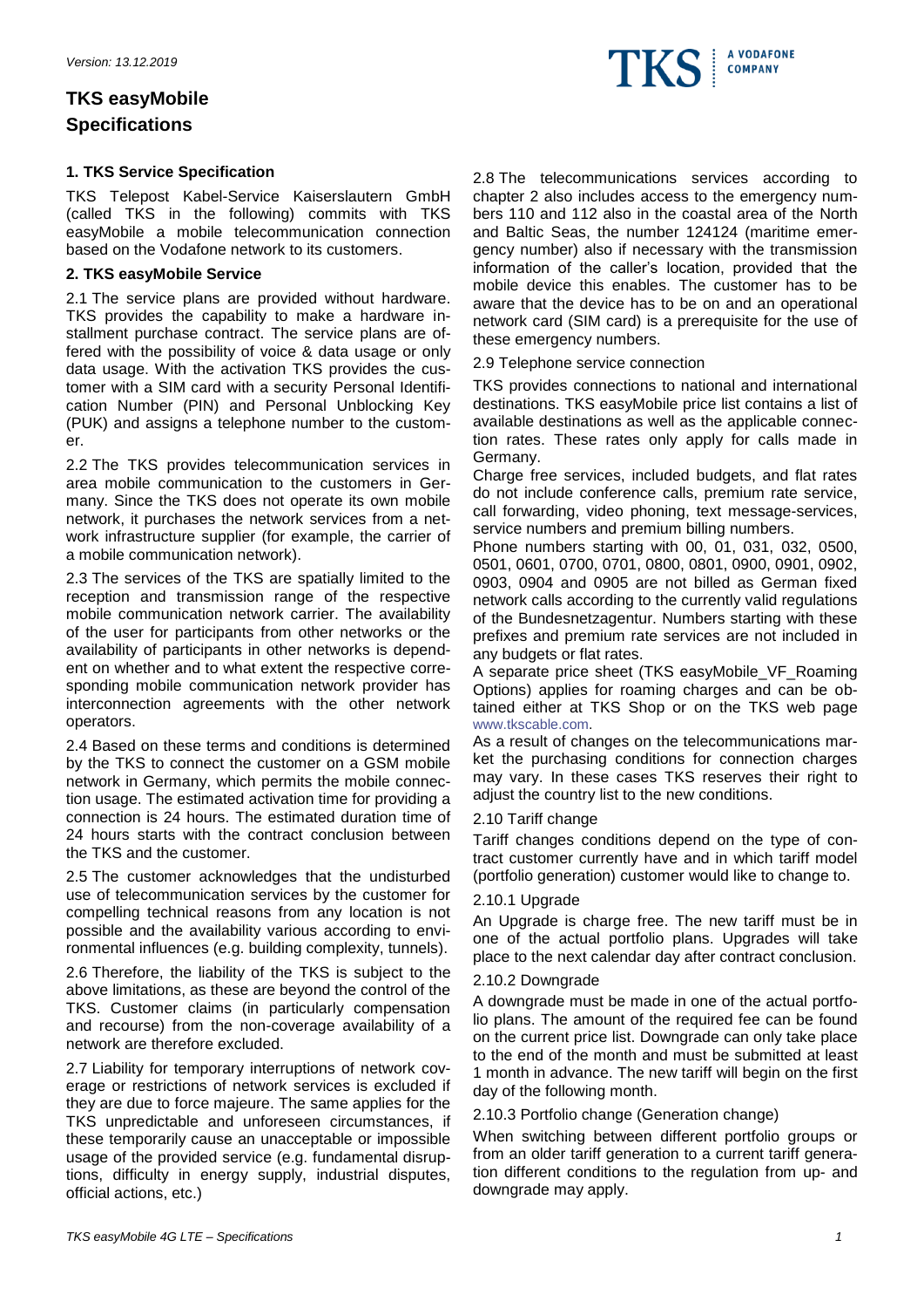*Version: 13.12.2019*

# TKS easyMobile Specifications

## 1. TKS Service Specification

TKS Telepost Kabel-Service Kaiserslautern GmbH (called TKS in the following) commits with TKS easyMobile a mobile telecommunication connection based on the Vodafone network to its customers.

## 2. TKS easyMobile Service

2.1 The service plans are provided without hardware. TKS provides the capability to make a hardware installment purchase contract. The service plans are offered with the possibility of voice & data usage or only data usage. With the activation TKS provides the customer with a SIM card with a security Personal Identification Number (PIN) and Personal Unblocking Key (PUK) and assigns a telephone number to the customer.

2.2 The TKS provides telecommunication services in area mobile communication to the customers in Germany. Since the TKS does not operate its own mobile network, it purchases the network services from a network infrastructure supplier (for example, the carrier of a mobile communication network).

2.3 The services of the TKS are spatially limited to the reception and transmission range of the respective mobile communication network carrier. The availability of the user for participants from other networks or the availability of participants in other networks is dependent on whether and to what extent the respective corresponding mobile communication network provider has interconnection agreements with the other network operators.

2.4 Based on these terms and conditions is determined by the TKS to connect the customer on a GSM mobile network in Germany, which permits the mobile connection usage. The estimated activation time for providing a connection is 24 hours. The estimated duration time of 24 hours starts with the contract conclusion between the TKS and the customer.

2.5 The customer acknowledges that the undisturbed use of telecommunication services by the customer for compelling technical reasons from any location is not possible and the availability various according to environmental influences (e.g. building complexity, tunnels).

2.6 Therefore, the liability of the TKS is subject to the above limitations, as these are beyond the control of the TKS. Customer claims (in particularly compensation and recourse) from the non-coverage availability of a network are therefore excluded.

2.7 Liability for temporary interruptions of network coverage or restrictions of network services is excluded if they are due to force majeure. The same applies for the TKS unpredictable and unforeseen circumstances, if these temporarily cause an unacceptable or impossible usage of the provided service (e.g. fundamental disruptions, difficulty in energy supply, industrial disputes, official actions, etc.)

2.8 The telecommunications services according to chapter 2 also includes access to the emergency numbers 110 and 112 also in the coastal area of the North and Baltic Seas, the number 124124 (maritime emergency number) also if necessary with the transmission information of the caller's location, provided that the mobile device this enables. The customer has to be aware that the device has to be on and an operational network card (SIM card) is a prerequisite for the use of these emergency numbers.

2.9 Telephone service connection

TKS provides connections to national and international destinations. TKS easyMobile price list contains a list of available destinations as well as the applicable connection rates. These rates only apply for calls made in Germany.

Charge free services, included budgets, and flat rates do not include conference calls, premium rate service, call forwarding, video phoning, text message-services, service numbers and premium billing numbers.

Phone numbers starting with 00, 01, 031, 032, 0500, 0501, 0601, 0700, 0701, 0800, 0801, 0900, 0901, 0902, 0903, 0904 and 0905 are not billed as German fixed network calls according to the currently valid regulations of the Bundesnetzagentur. Numbers starting with these prefixes and premium rate services are not included in any budgets or flat rates.

A separate price sheet (TKS easyMobile_VF_Roaming Options) applies for roaming charges and can be obtained either at TKS Shop or on the TKS web page www.tkscable.com.

As a result of changes on the telecommunications market the purchasing conditions for connection charges may vary. In these cases TKS reserves their right to adjust the country list to the new conditions.

2.10 Tariff change

Tariff changes conditions depend on the type of contract customer currently have and in which tariff model (portfolio generation) customer would like to change to.

2.10.1 Upgrade

An Upgrade is charge free. The new tariff must be in one of the actual portfolio plans. Upgrades will take place to the next calendar day after contract conclusion.

2.10.2 Downgrade

A downgrade must be made in one of the actual portfolio plans. The amount of the required fee can be found on the current price list. Downgrade can only take place to the end of the month and must be submitted at least 1 month in advance. The new tariff will begin on the first day of the following month.

2.10.3 Portfolio change (Generation change)

When switching between different portfolio groups or from an older tariff generation to a current tariff generation different conditions to the regulation from up- and downgrade may apply.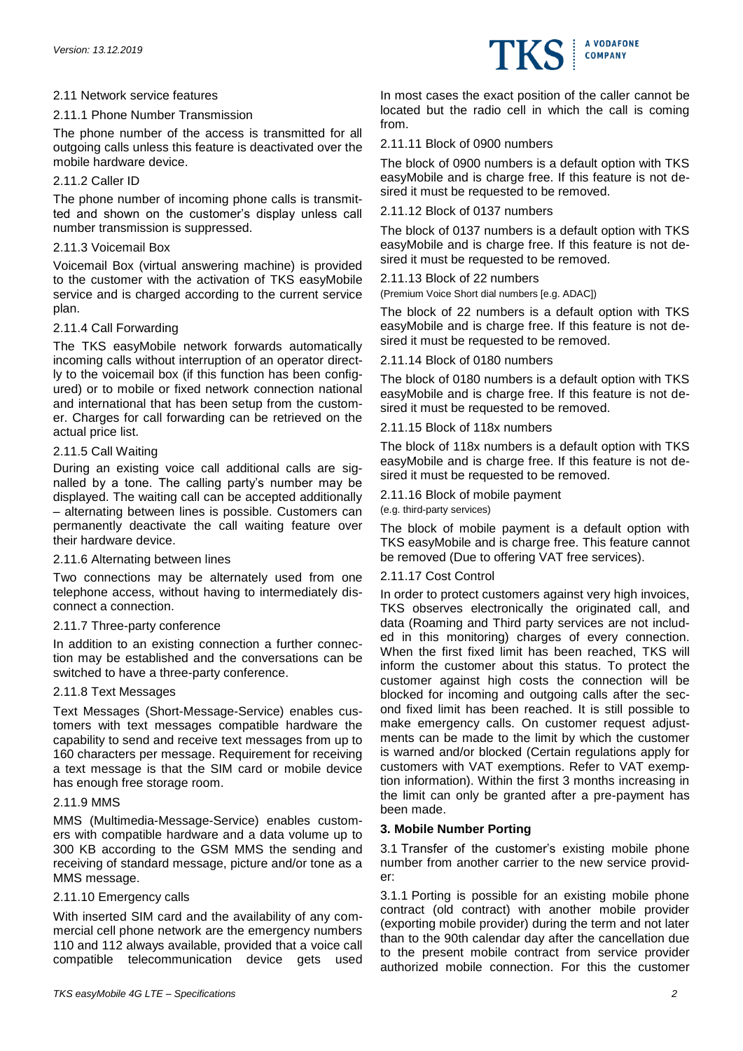### 2.11 Network service features

#### 2.11.1 Phone Number Transmission

The phone number of the access is transmitted for all outgoing calls unless this feature is deactivated over the mobile hardware device.

#### 2.11.2 Caller ID

The phone number of incoming phone calls is transmitted and shown on the customer's display unless call number transmission is suppressed.

#### 2.11.3 Voicemail Box

Voicemail Box (virtual answering machine) is provided to the customer with the activation of TKS easyMobile service and is charged according to the current service plan.

#### 2.11.4 Call Forwarding

The TKS easyMobile network forwards automatically incoming calls without interruption of an operator directly to the voicemail box (if this function has been configured) or to mobile or fixed network connection national and international that has been setup from the customer. Charges for call forwarding can be retrieved on the actual price list.

#### 2.11.5 Call Waiting

During an existing voice call additional calls are signalled by a tone. The calling party's number may be displayed. The waiting call can be accepted additionally – alternating between lines is possible. Customers can permanently deactivate the call waiting feature over their hardware device.

#### 2.11.6 Alternating between lines

Two connections may be alternately used from one telephone access, without having to intermediately disconnect a connection.

#### 2.11.7 Three-party conference

In addition to an existing connection a further connection may be established and the conversations can be switched to have a three-party conference.

#### 2.11.8 Text Messages

Text Messages (Short-Message-Service) enables customers with text messages compatible hardware the capability to send and receive text messages from up to 160 characters per message. Requirement for receiving a text message is that the SIM card or mobile device has enough free storage room.

#### 2.11.9 MMS

MMS (Multimedia-Message-Service) enables customers with compatible hardware and a data volume up to 300 KB according to the GSM MMS the sending and receiving of standard message, picture and/or tone as a MMS message.

#### 2.11.10 Emergency calls

With inserted SIM card and the availability of any commercial cell phone network are the emergency numbers 110 and 112 always available, provided that a voice call compatible telecommunication device gets used In most cases the exact position of the caller cannot be located but the radio cell in which the call is coming from.

#### 2.11.11 Block of 0900 numbers

The block of 0900 numbers is a default option with TKS easyMobile and is charge free. If this feature is not desired it must be requested to be removed.

#### 2.11.12 Block of 0137 numbers

The block of 0137 numbers is a default option with TKS easyMobile and is charge free. If this feature is not desired it must be requested to be removed.

#### 2.11.13 Block of 22 numbers

(Premium Voice Short dial numbers [e.g. ADAC])

The block of 22 numbers is a default option with TKS easyMobile and is charge free. If this feature is not desired it must be requested to be removed.

#### 2.11.14 Block of 0180 numbers

The block of 0180 numbers is a default option with TKS easyMobile and is charge free. If this feature is not desired it must be requested to be removed.

#### 2.11.15 Block of 118x numbers

The block of 118x numbers is a default option with TKS easyMobile and is charge free. If this feature is not desired it must be requested to be removed.

#### 2.11.16 Block of mobile payment

(e.g. third-party services)

The block of mobile payment is a default option with TKS easyMobile and is charge free. This feature cannot be removed (Due to offering VAT free services).

#### 2.11.17 Cost Control

In order to protect customers against very high invoices, TKS observes electronically the originated call, and data (Roaming and Third party services are not included in this monitoring) charges of every connection. When the first fixed limit has been reached, TKS will inform the customer about this status. To protect the customer against high costs the connection will be blocked for incoming and outgoing calls after the second fixed limit has been reached. It is still possible to make emergency calls. On customer request adjustments can be made to the limit by which the customer is warned and/or blocked (Certain regulations apply for customers with VAT exemptions. Refer to VAT exemption information). Within the first 3 months increasing in the limit can only be granted after a pre-payment has been made.

## 3. Mobile Number Porting

3.1 Transfer of the customer's existing mobile phone number from another carrier to the new service provider:

3.1.1 Porting is possible for an existing mobile phone contract (old contract) with another mobile provider (exporting mobile provider) during the term and not later than to the 90th calendar day after the cancellation due to the present mobile contract from service provider authorized mobile connection. For this the customer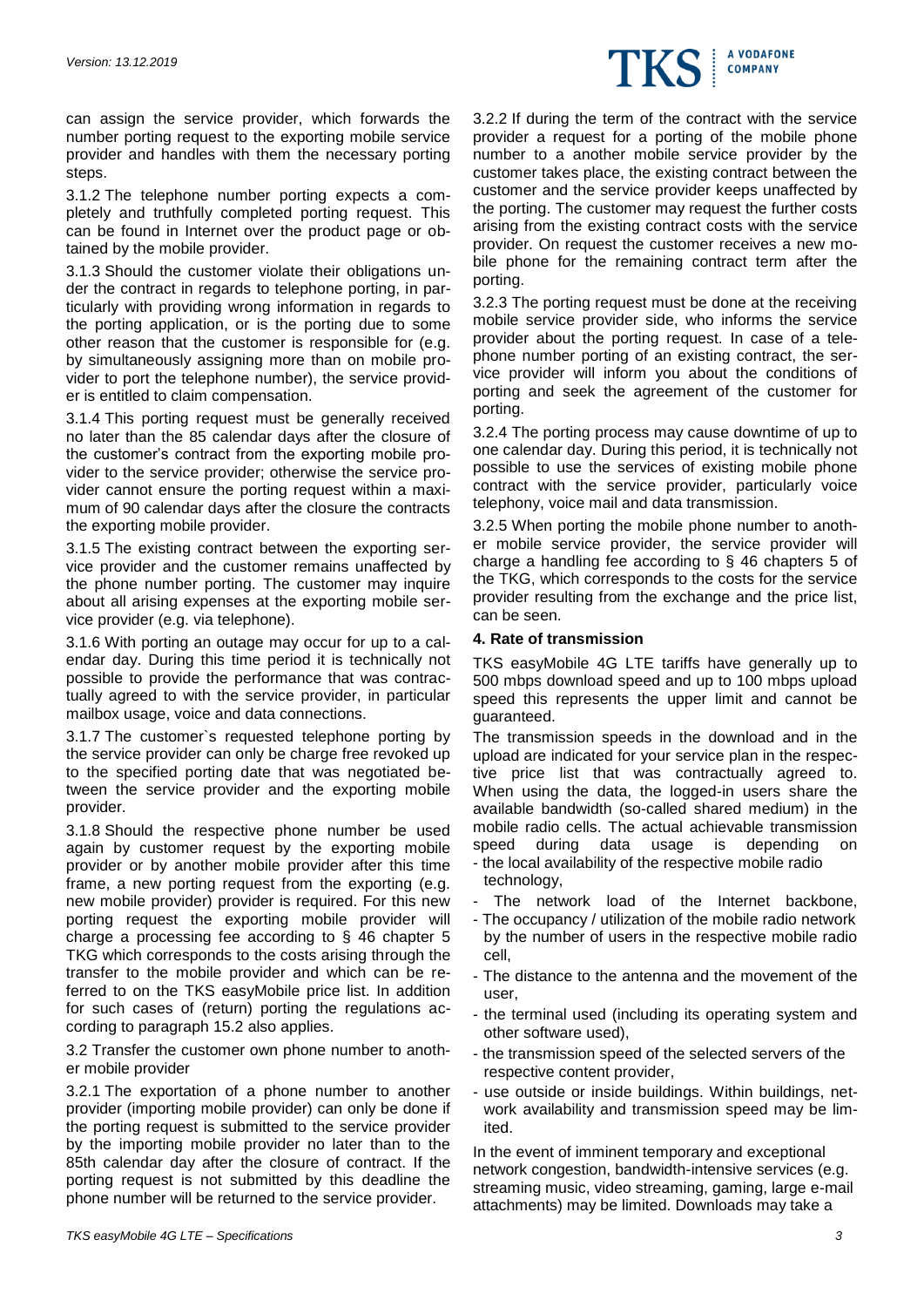can assign the service provider, which forwards the number porting request to the exporting mobile service provider and handles with them the necessary porting steps.

3.1.2 The telephone number porting expects a completely and truthfully completed porting request. This can be found in Internet over the product page or obtained by the mobile provider.

3.1.3 Should the customer violate their obligations under the contract in regards to telephone porting, in particularly with providing wrong information in regards to the porting application, or is the porting due to some other reason that the customer is responsible for (e.g. by simultaneously assigning more than on mobile provider to port the telephone number), the service provider is entitled to claim compensation.

3.1.4 This porting request must be generally received no later than the 85 calendar days after the closure of the customer's contract from the exporting mobile provider to the service provider; otherwise the service provider cannot ensure the porting request within a maximum of 90 calendar days after the closure the contracts the exporting mobile provider.

3.1.5 The existing contract between the exporting service provider and the customer remains unaffected by the phone number porting. The customer may inquire about all arising expenses at the exporting mobile service provider (e.g. via telephone).

3.1.6 With porting an outage may occur for up to a calendar day. During this time period it is technically not possible to provide the performance that was contractually agreed to with the service provider, in particular mailbox usage, voice and data connections.

3.1.7 The customer`s requested telephone porting by the service provider can only be charge free revoked up to the specified porting date that was negotiated between the service provider and the exporting mobile provider.

3.1.8 Should the respective phone number be used again by customer request by the exporting mobile provider or by another mobile provider after this time frame, a new porting request from the exporting (e.g. new mobile provider) provider is required. For this new porting request the exporting mobile provider will charge a processing fee according to § 46 chapter 5 TKG which corresponds to the costs arising through the transfer to the mobile provider and which can be referred to on the TKS easyMobile price list. In addition for such cases of (return) porting the regulations according to paragraph 15.2 also applies.

3.2 Transfer the customer own phone number to another mobile provider

3.2.1 The exportation of a phone number to another provider (importing mobile provider) can only be done if the porting request is submitted to the service provider by the importing mobile provider no later than to the 85th calendar day after the closure of contract. If the porting request is not submitted by this deadline the phone number will be returned to the service provider.

3.2.2 If during the term of the contract with the service provider a request for a porting of the mobile phone number to a another mobile service provider by the customer takes place, the existing contract between the customer and the service provider keeps unaffected by the porting. The customer may request the further costs arising from the existing contract costs with the service provider. On request the customer receives a new mobile phone for the remaining contract term after the porting.

3.2.3 The porting request must be done at the receiving mobile service provider side, who informs the service provider about the porting request. In case of a telephone number porting of an existing contract, the service provider will inform you about the conditions of porting and seek the agreement of the customer for porting.

3.2.4 The porting process may cause downtime of up to one calendar day. During this period, it is technically not possible to use the services of existing mobile phone contract with the service provider, particularly voice telephony, voice mail and data transmission.

3.2.5 When porting the mobile phone number to another mobile service provider, the service provider will charge a handling fee according to § 46 chapters 5 of the TKG, which corresponds to the costs for the service provider resulting from the exchange and the price list, can be seen.

### 4. Rate of transmission

TKS easyMobile 4G LTE tariffs have generally up to 500 mbps download speed and up to 100 mbps upload speed this represents the upper limit and cannot be guaranteed.

The transmission speeds in the download and in the upload are indicated for your service plan in the respective price list that was contractually agreed to. When using the data, the logged-in users share the available bandwidth (so-called shared medium) in the mobile radio cells. The actual achievable transmission speed during data usage is depending on

- the local availability of the respective mobile radio technology,
- The network load of the Internet backbone,
- The occupancy / utilization of the mobile radio network by the number of users in the respective mobile radio cell,
- The distance to the antenna and the movement of the user,
- the terminal used (including its operating system and other software used),
- the transmission speed of the selected servers of the respective content provider,
- use outside or inside buildings. Within buildings, network availability and transmission speed may be limited.

In the event of imminent temporary and exceptional network congestion, bandwidth-intensive services (e.g. streaming music, video streaming, gaming, large e-mail attachments) may be limited. Downloads may take a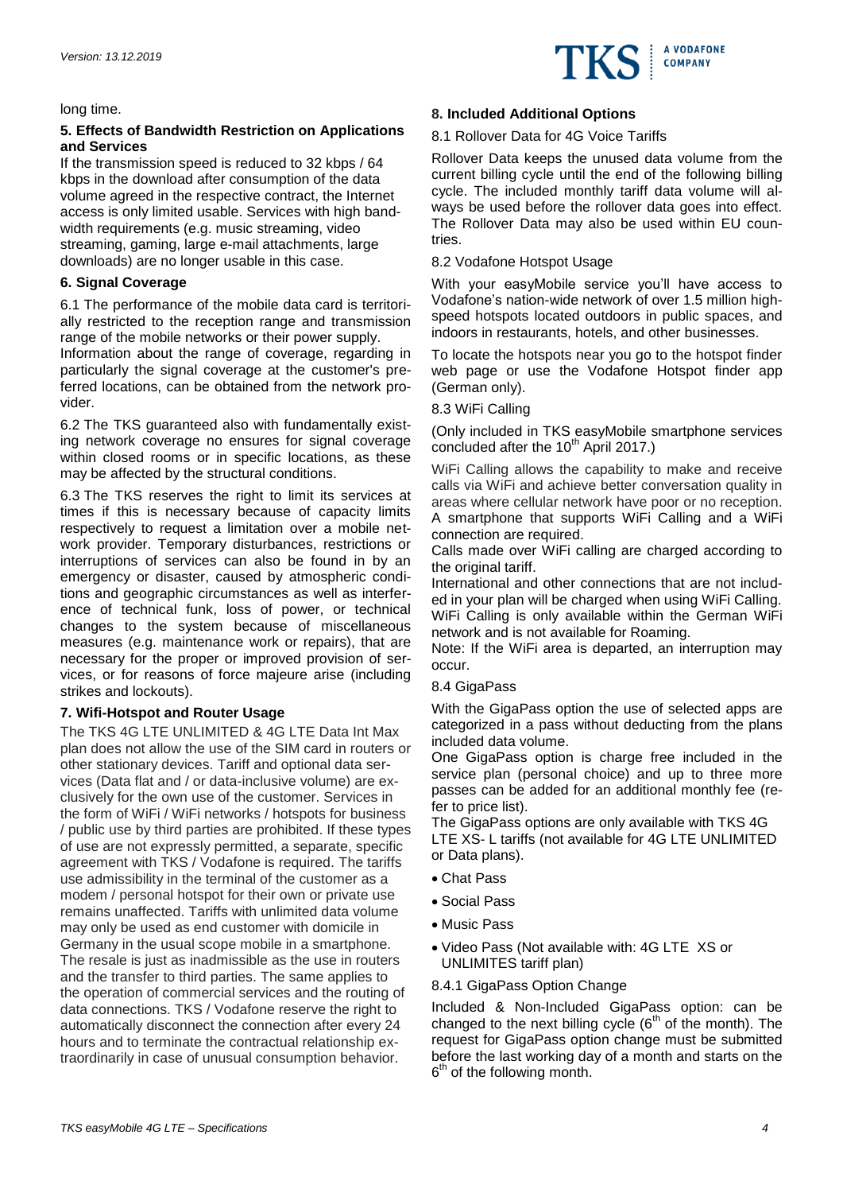long time.

### 5. Effects of Bandwidth Restriction on Applications and Services

If the transmission speed is reduced to 32 kbps / 64 kbps in the download after consumption of the data volume agreed in the respective contract, the Internet access is only limited usable. Services with high bandwidth requirements (e.g. music streaming, video streaming, gaming, large e-mail attachments, large downloads) are no longer usable in this case.

### 6. Signal Coverage

6.1 The performance of the mobile data card is territorially restricted to the reception range and transmission range of the mobile networks or their power supply.
Information about the range of coverage, regarding in particularly the signal coverage at the customer's preferred locations, can be obtained from the network provider.

6.2 The TKS guaranteed also with fundamentally existing network coverage no ensures for signal coverage within closed rooms or in specific locations, as these may be affected by the structural conditions.

6.3 The TKS reserves the right to limit its services at times if this is necessary because of capacity limits respectively to request a limitation over a mobile network provider. Temporary disturbances, restrictions or interruptions of services can also be found in by an emergency or disaster, caused by atmospheric conditions and geographic circumstances as well as interference of technical funk, loss of power, or technical changes to the system because of miscellaneous measures (e.g. maintenance work or repairs), that are necessary for the proper or improved provision of services, or for reasons of force majeure arise (including strikes and lockouts).

### 7. Wifi-Hotspot and Router Usage

The TKS 4G LTE UNLIMITED & 4G LTE Data Int Max plan does not allow the use of the SIM card in routers or other stationary devices. Tariff and optional data services (Data flat and / or data-inclusive volume) are exclusively for the own use of the customer. Services in the form of WiFi / WiFi networks / hotspots for business / public use by third parties are prohibited. If these types of use are not expressly permitted, a separate, specific agreement with TKS / Vodafone is required. The tariffs use admissibility in the terminal of the customer as a modem / personal hotspot for their own or private use remains unaffected. Tariffs with unlimited data volume may only be used as end customer with domicile in Germany in the usual scope mobile in a smartphone. The resale is just as inadmissible as the use in routers and the transfer to third parties. The same applies to the operation of commercial services and the routing of data connections. TKS / Vodafone reserve the right to automatically disconnect the connection after every 24 hours and to terminate the contractual relationship extraordinarily in case of unusual consumption behavior.

### 8. Included Additional Options

8.1 Rollover Data for 4G Voice Tariffs

Rollover Data keeps the unused data volume from the current billing cycle until the end of the following billing cycle. The included monthly tariff data volume will always be used before the rollover data goes into effect. The Rollover Data may also be used within EU countries.

8.2 Vodafone Hotspot Usage

With your easyMobile service you'll have access to Vodafone's nation-wide network of over 1.5 million high-speed hotspots located outdoors in public spaces, and indoors in restaurants, hotels, and other businesses.

To locate the hotspots near you go to the hotspot finder web page or use the Vodafone Hotspot finder app (German only).

8.3 WiFi Calling

(Only included in TKS easyMobile smartphone services concluded after the 10th April 2017.)

WiFi Calling allows the capability to make and receive calls via WiFi and achieve better conversation quality in areas where cellular network have poor or no reception. A smartphone that supports WiFi Calling and a WiFi connection are required.
Calls made over WiFi calling are charged according to the original tariff.
International and other connections that are not included in your plan will be charged when using WiFi Calling. WiFi Calling is only available within the German WiFi network and is not available for Roaming.
Note: If the WiFi area is departed, an interruption may occur.

8.4 GigaPass

With the GigaPass option the use of selected apps are categorized in a pass without deducting from the plans included data volume.
One GigaPass option is charge free included in the service plan (personal choice) and up to three more passes can be added for an additional monthly fee (refer to price list).
The GigaPass options are only available with TKS 4G LTE XS- L tariffs (not available for 4G LTE UNLIMITED or Data plans).

- Chat Pass
- Social Pass
- Music Pass
- Video Pass (Not available with: 4G LTE XS or UNLIMITES tariff plan)

8.4.1 GigaPass Option Change

Included & Non-Included GigaPass option: can be changed to the next billing cycle (6th of the month). The request for GigaPass option change must be submitted before the last working day of a month and starts on the 6th of the following month.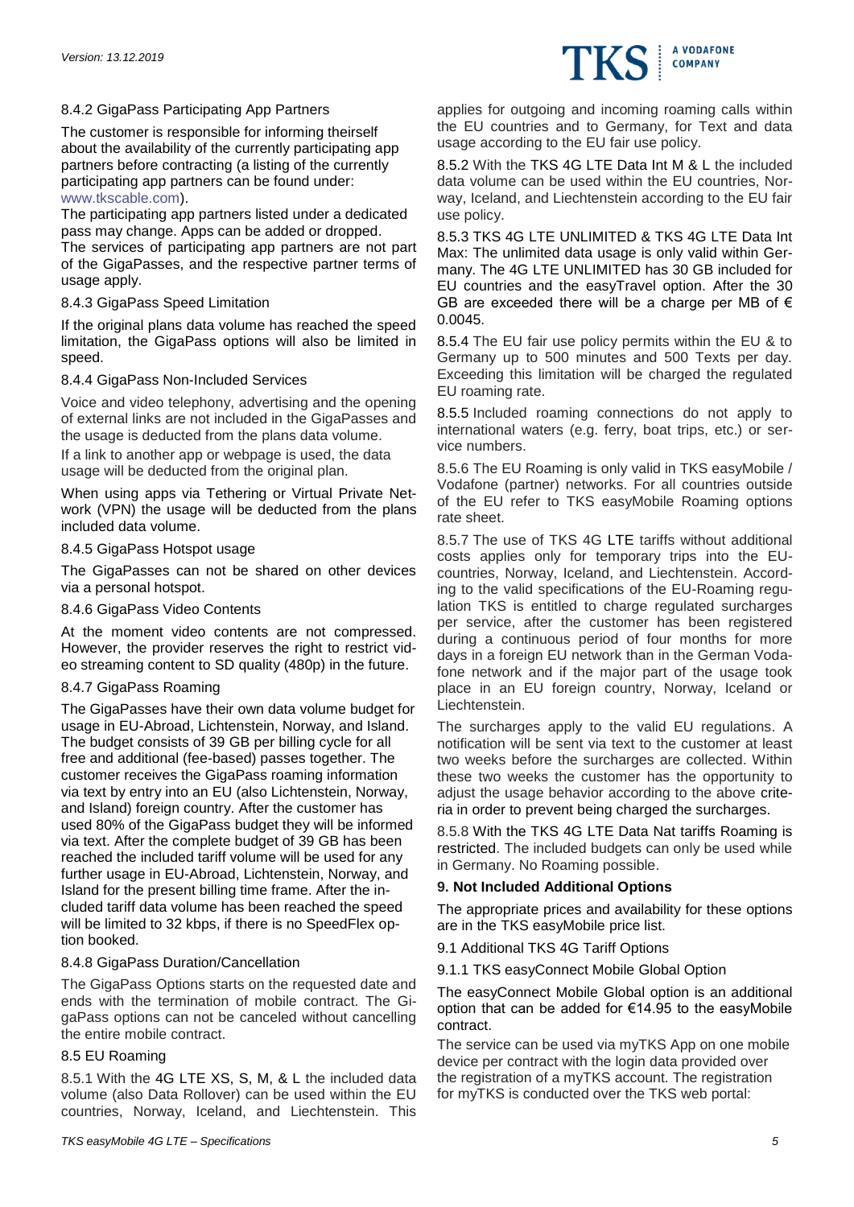#### 8.4.2 GigaPass Participating App Partners

The customer is responsible for informing theirself about the availability of the currently participating app partners before contracting (a listing of the currently participating app partners can be found under: www.tkscable.com).

The participating app partners listed under a dedicated pass may change. Apps can be added or dropped.

The services of participating app partners are not part of the GigaPasses, and the respective partner terms of usage apply.

#### 8.4.3 GigaPass Speed Limitation

If the original plans data volume has reached the speed limitation, the GigaPass options will also be limited in speed.

#### 8.4.4 GigaPass Non-Included Services

Voice and video telephony, advertising and the opening of external links are not included in the GigaPasses and the usage is deducted from the plans data volume.

If a link to another app or webpage is used, the data usage will be deducted from the original plan.

When using apps via Tethering or Virtual Private Network (VPN) the usage will be deducted from the plans included data volume.

#### 8.4.5 GigaPass Hotspot usage

The GigaPasses can not be shared on other devices via a personal hotspot.

#### 8.4.6 GigaPass Video Contents

At the moment video contents are not compressed. However, the provider reserves the right to restrict video streaming content to SD quality (480p) in the future.

#### 8.4.7 GigaPass Roaming

The GigaPasses have their own data volume budget for usage in EU-Abroad, Lichtenstein, Norway, and Island. The budget consists of 39 GB per billing cycle for all free and additional (fee-based) passes together. The customer receives the GigaPass roaming information via text by entry into an EU (also Lichtenstein, Norway, and Island) foreign country. After the customer has used 80% of the GigaPass budget they will be informed via text. After the complete budget of 39 GB has been reached the included tariff volume will be used for any further usage in EU-Abroad, Lichtenstein, Norway, and Island for the present billing time frame. After the included tariff data volume has been reached the speed will be limited to 32 kbps, if there is no SpeedFlex option booked.

#### 8.4.8 GigaPass Duration/Cancellation

The GigaPass Options starts on the requested date and ends with the termination of mobile contract. The GigaPass options can not be canceled without cancelling the entire mobile contract.

### 8.5 EU Roaming

8.5.1 With the 4G LTE XS, S, M, & L the included data volume (also Data Rollover) can be used within the EU countries, Norway, Iceland, and Liechtenstein. This applies for outgoing and incoming roaming calls within the EU countries and to Germany, for Text and data usage according to the EU fair use policy.

8.5.2 With the TKS 4G LTE Data Int M & L the included data volume can be used within the EU countries, Norway, Iceland, and Liechtenstein according to the EU fair use policy.

8.5.3 TKS 4G LTE UNLIMITED & TKS 4G LTE Data Int Max: The unlimited data usage is only valid within Germany. The 4G LTE UNLIMITED has 30 GB included for EU countries and the easyTravel option. After the 30 GB are exceeded there will be a charge per MB of € 0.0045.

8.5.4 The EU fair use policy permits within the EU & to Germany up to 500 minutes and 500 Texts per day. Exceeding this limitation will be charged the regulated EU roaming rate.

8.5.5 Included roaming connections do not apply to international waters (e.g. ferry, boat trips, etc.) or service numbers.

8.5.6 The EU Roaming is only valid in TKS easyMobile / Vodafone (partner) networks. For all countries outside of the EU refer to TKS easyMobile Roaming options rate sheet.

8.5.7 The use of TKS 4G LTE tariffs without additional costs applies only for temporary trips into the EU-countries, Norway, Iceland, and Liechtenstein. According to the valid specifications of the EU-Roaming regulation TKS is entitled to charge regulated surcharges per service, after the customer has been registered during a continuous period of four months for more days in a foreign EU network than in the German Vodafone network and if the major part of the usage took place in an EU foreign country, Norway, Iceland or Liechtenstein.

The surcharges apply to the valid EU regulations. A notification will be sent via text to the customer at least two weeks before the surcharges are collected. Within these two weeks the customer has the opportunity to adjust the usage behavior according to the above criteria in order to prevent being charged the surcharges.

8.5.8 With the TKS 4G LTE Data Nat tariffs Roaming is restricted. The included budgets can only be used while in Germany. No Roaming possible.

## 9. Not Included Additional Options

The appropriate prices and availability for these options are in the TKS easyMobile price list.

### 9.1 Additional TKS 4G Tariff Options

#### 9.1.1 TKS easyConnect Mobile Global Option

The easyConnect Mobile Global option is an additional option that can be added for €14.95 to the easyMobile contract.

The service can be used via myTKS App on one mobile device per contract with the login data provided over the registration of a myTKS account. The registration for myTKS is conducted over the TKS web portal: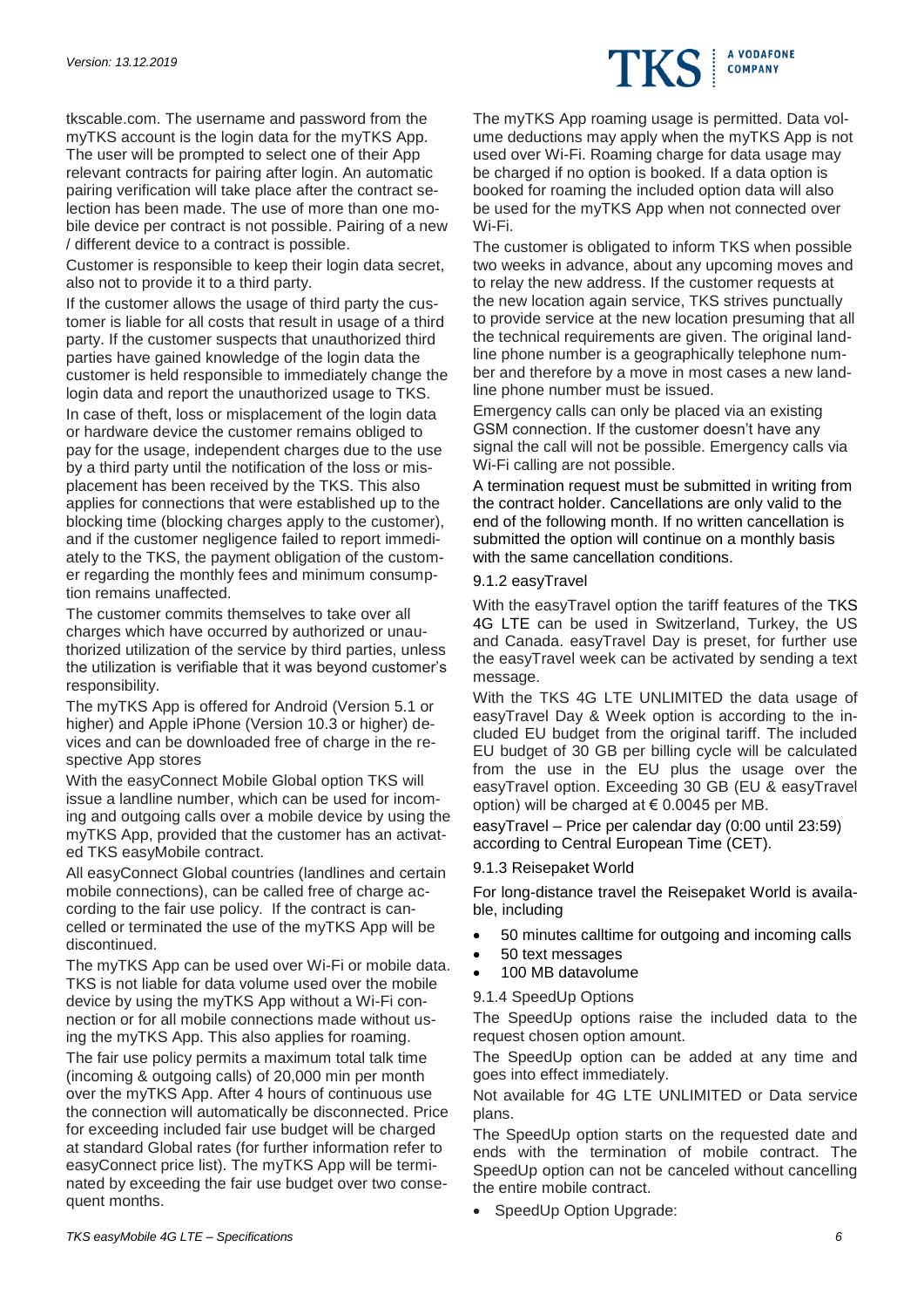tkscable.com. The username and password from the myTKS account is the login data for the myTKS App. The user will be prompted to select one of their App relevant contracts for pairing after login. An automatic pairing verification will take place after the contract selection has been made. The use of more than one mobile device per contract is not possible. Pairing of a new / different device to a contract is possible.

Customer is responsible to keep their login data secret, also not to provide it to a third party.

If the customer allows the usage of third party the customer is liable for all costs that result in usage of a third party. If the customer suspects that unauthorized third parties have gained knowledge of the login data the customer is held responsible to immediately change the login data and report the unauthorized usage to TKS.

In case of theft, loss or misplacement of the login data or hardware device the customer remains obliged to pay for the usage, independent charges due to the use by a third party until the notification of the loss or misplacement has been received by the TKS. This also applies for connections that were established up to the blocking time (blocking charges apply to the customer), and if the customer negligence failed to report immediately to the TKS, the payment obligation of the customer regarding the monthly fees and minimum consumption remains unaffected.

The customer commits themselves to take over all charges which have occurred by authorized or unauthorized utilization of the service by third parties, unless the utilization is verifiable that it was beyond customer's responsibility.

The myTKS App is offered for Android (Version 5.1 or higher) and Apple iPhone (Version 10.3 or higher) devices and can be downloaded free of charge in the respective App stores

With the easyConnect Mobile Global option TKS will issue a landline number, which can be used for incoming and outgoing calls over a mobile device by using the myTKS App, provided that the customer has an activated TKS easyMobile contract.

All easyConnect Global countries (landlines and certain mobile connections), can be called free of charge according to the fair use policy. If the contract is cancelled or terminated the use of the myTKS App will be discontinued.

The myTKS App can be used over Wi-Fi or mobile data. TKS is not liable for data volume used over the mobile device by using the myTKS App without a Wi-Fi connection or for all mobile connections made without using the myTKS App. This also applies for roaming.

The fair use policy permits a maximum total talk time (incoming & outgoing calls) of 20,000 min per month over the myTKS App. After 4 hours of continuous use the connection will automatically be disconnected. Price for exceeding included fair use budget will be charged at standard Global rates (for further information refer to easyConnect price list). The myTKS App will be terminated by exceeding the fair use budget over two consequent months.

The myTKS App roaming usage is permitted. Data volume deductions may apply when the myTKS App is not used over Wi-Fi. Roaming charge for data usage may be charged if no option is booked. If a data option is booked for roaming the included option data will also be used for the myTKS App when not connected over Wi-Fi.

The customer is obligated to inform TKS when possible two weeks in advance, about any upcoming moves and to relay the new address. If the customer requests at the new location again service, TKS strives punctually to provide service at the new location presuming that all the technical requirements are given. The original landline phone number is a geographically telephone number and therefore by a move in most cases a new landline phone number must be issued.

Emergency calls can only be placed via an existing GSM connection. If the customer doesn't have any signal the call will not be possible. Emergency calls via Wi-Fi calling are not possible.

A termination request must be submitted in writing from the contract holder. Cancellations are only valid to the end of the following month. If no written cancellation is submitted the option will continue on a monthly basis with the same cancellation conditions.

### 9.1.2 easyTravel

With the easyTravel option the tariff features of the TKS 4G LTE can be used in Switzerland, Turkey, the US and Canada. easyTravel Day is preset, for further use the easyTravel week can be activated by sending a text message.

With the TKS 4G LTE UNLIMITED the data usage of easyTravel Day & Week option is according to the included EU budget from the original tariff. The included EU budget of 30 GB per billing cycle will be calculated from the use in the EU plus the usage over the easyTravel option. Exceeding 30 GB (EU & easyTravel option) will be charged at € 0.0045 per MB.

easyTravel – Price per calendar day (0:00 until 23:59) according to Central European Time (CET).

### 9.1.3 Reisepaket World

For long-distance travel the Reisepaket World is available, including

- 50 minutes calltime for outgoing and incoming calls
- 50 text messages
- 100 MB datavolume

### 9.1.4 SpeedUp Options

The SpeedUp options raise the included data to the request chosen option amount.

The SpeedUp option can be added at any time and goes into effect immediately.

Not available for 4G LTE UNLIMITED or Data service plans.

The SpeedUp option starts on the requested date and ends with the termination of mobile contract. The SpeedUp option can not be canceled without cancelling the entire mobile contract.

- SpeedUp Option Upgrade: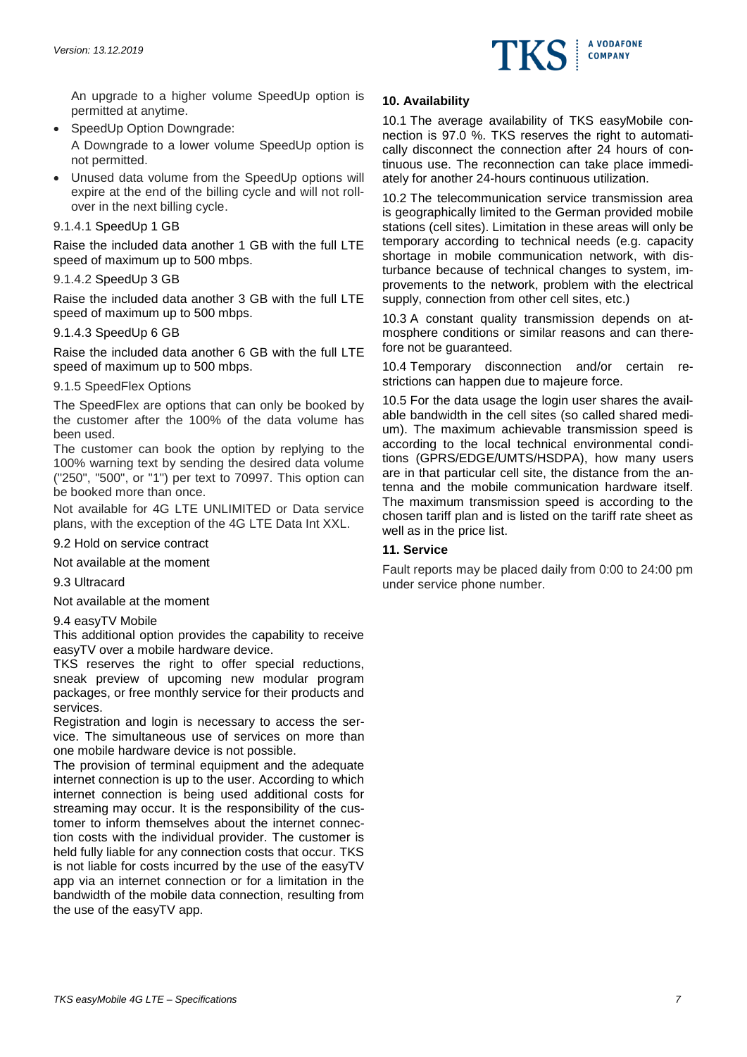An upgrade to a higher volume SpeedUp option is permitted at anytime.

- SpeedUp Option Downgrade:
  A Downgrade to a lower volume SpeedUp option is not permitted.
- Unused data volume from the SpeedUp options will expire at the end of the billing cycle and will not roll-over in the next billing cycle.

9.1.4.1 SpeedUp 1 GB

Raise the included data another 1 GB with the full LTE speed of maximum up to 500 mbps.

9.1.4.2 SpeedUp 3 GB

Raise the included data another 3 GB with the full LTE speed of maximum up to 500 mbps.

9.1.4.3 SpeedUp 6 GB

Raise the included data another 6 GB with the full LTE speed of maximum up to 500 mbps.

9.1.5 SpeedFlex Options

The SpeedFlex are options that can only be booked by the customer after the 100% of the data volume has been used.

The customer can book the option by replying to the 100% warning text by sending the desired data volume ("250", "500", or "1") per text to 70997. This option can be booked more than once.

Not available for 4G LTE UNLIMITED or Data service plans, with the exception of the 4G LTE Data Int XXL.

9.2 Hold on service contract

Not available at the moment

9.3 Ultracard

Not available at the moment

9.4 easyTV Mobile

This additional option provides the capability to receive easyTV over a mobile hardware device.

TKS reserves the right to offer special reductions, sneak preview of upcoming new modular program packages, or free monthly service for their products and services.

Registration and login is necessary to access the service. The simultaneous use of services on more than one mobile hardware device is not possible.

The provision of terminal equipment and the adequate internet connection is up to the user. According to which internet connection is being used additional costs for streaming may occur. It is the responsibility of the customer to inform themselves about the internet connection costs with the individual provider. The customer is held fully liable for any connection costs that occur. TKS is not liable for costs incurred by the use of the easyTV app via an internet connection or for a limitation in the bandwidth of the mobile data connection, resulting from the use of the easyTV app.

### 10. Availability

10.1 The average availability of TKS easyMobile connection is 97.0 %. TKS reserves the right to automatically disconnect the connection after 24 hours of continuous use. The reconnection can take place immediately for another 24-hours continuous utilization.

10.2 The telecommunication service transmission area is geographically limited to the German provided mobile stations (cell sites). Limitation in these areas will only be temporary according to technical needs (e.g. capacity shortage in mobile communication network, with disturbance because of technical changes to system, improvements to the network, problem with the electrical supply, connection from other cell sites, etc.)

10.3 A constant quality transmission depends on atmosphere conditions or similar reasons and can therefore not be guaranteed.

10.4 Temporary disconnection and/or certain restrictions can happen due to majeure force.

10.5 For the data usage the login user shares the available bandwidth in the cell sites (so called shared medium). The maximum achievable transmission speed is according to the local technical environmental conditions (GPRS/EDGE/UMTS/HSDPA), how many users are in that particular cell site, the distance from the antenna and the mobile communication hardware itself. The maximum transmission speed is according to the chosen tariff plan and is listed on the tariff rate sheet as well as in the price list.

### 11. Service

Fault reports may be placed daily from 0:00 to 24:00 pm under service phone number.